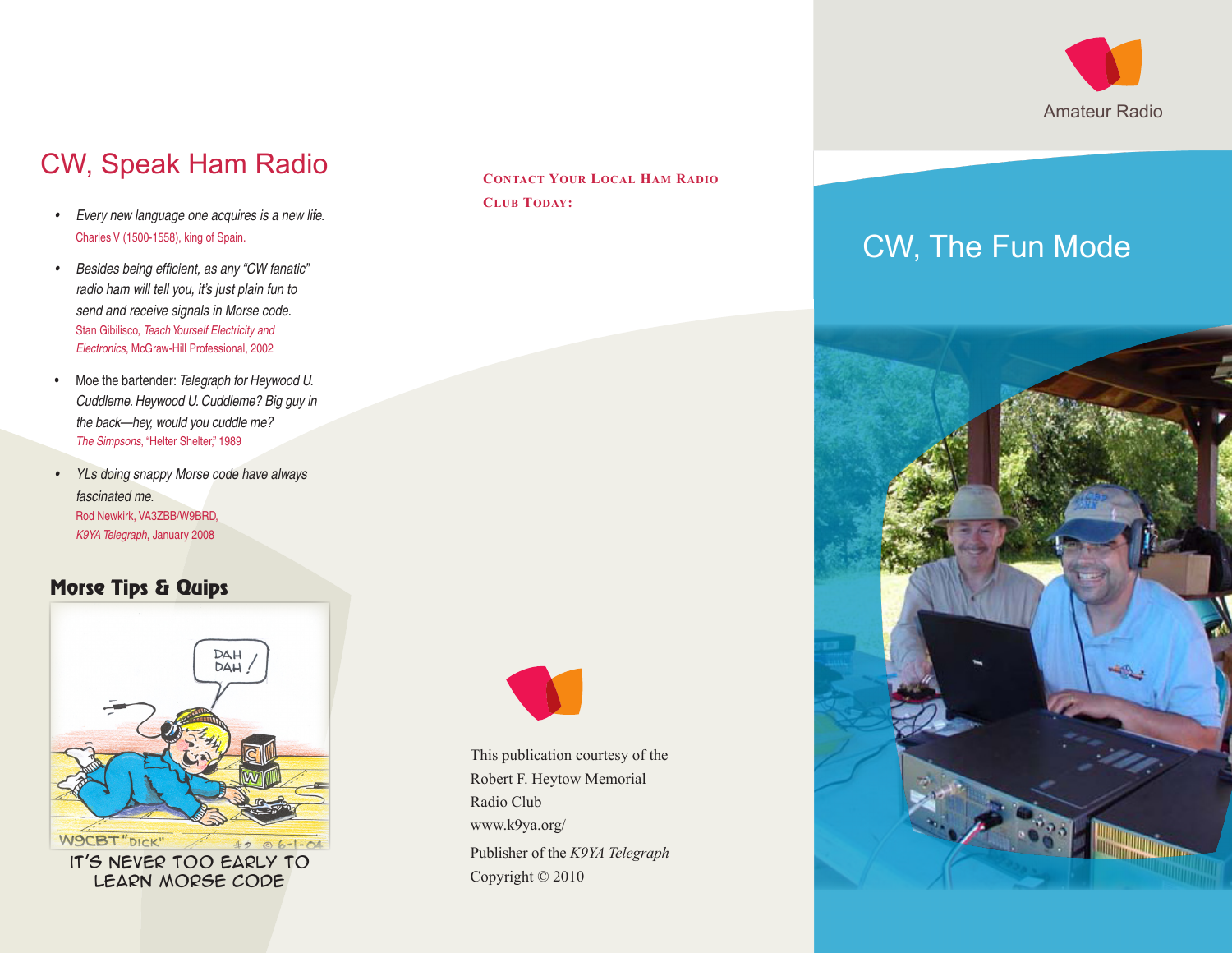## CW, Speak Ham Radio

- *Every new language one acquires is a new life.*
  Charles V (1500-1558), king of Spain.
- *Besides being efficient, as any "CW fanatic" radio ham will tell you, it's just plain fun to send and receive signals in Morse code.*
  Stan Gibilisco, *Teach Yourself Electricity and Electronics*, McGraw-Hill Professional, 2002
- Moe the bartender: *Telegraph for Heywood U. Cuddleme. Heywood U. Cuddleme? Big guy in the back—hey, would you cuddle me?*
  *The Simpsons*, "Helter Shelter," 1989
- *YLs doing snappy Morse code have always fascinated me.*
  Rod Newkirk, VA3ZBB/W9BRD, *K9YA Telegraph*, January 2008

### Morse Tips & Quips

IT'S NEVER TOO EARLY TO LEARN MORSE CODE

**CONTACT YOUR LOCAL HAM RADIO CLUB TODAY:**

This publication courtesy of the Robert F. Heytow Memorial Radio Club
www.k9ya.org/

Publisher of the *K9YA Telegraph*
Copyright © 2010

Amateur Radio

# CW, The Fun Mode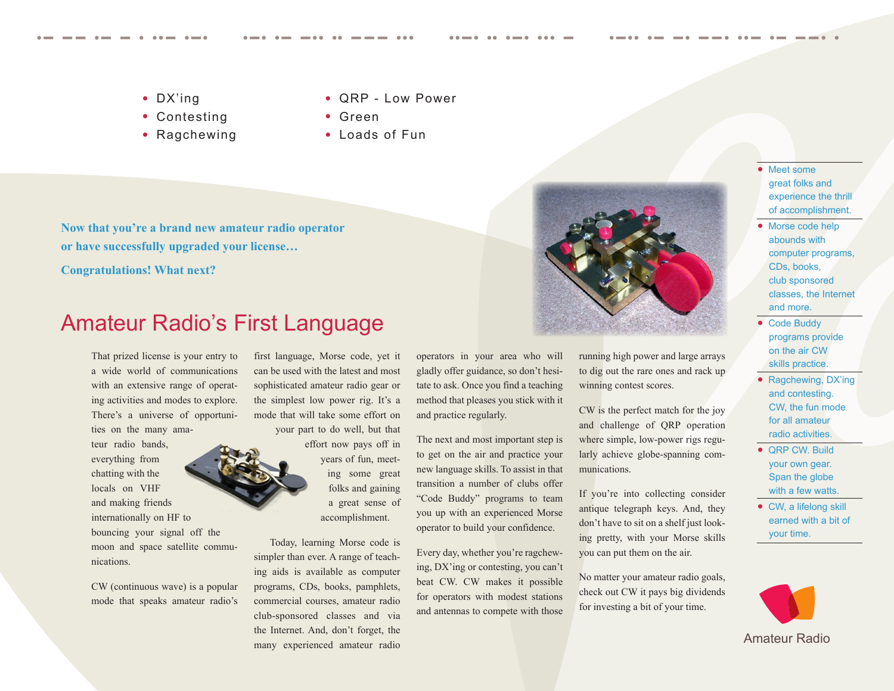- DX'ing
- Contesting
- Ragchewing
- QRP - Low Power
- Green
- Loads of Fun

**Now that you're a brand new amateur radio operator or have successfully upgraded your license…**

**Congratulations! What next?**

# Amateur Radio's First Language

That prized license is your entry to a wide world of communications with an extensive range of operating activities and modes to explore. There's a universe of opportunities on the many amateur radio bands, everything from chatting with the locals on VHF and making friends internationally on HF to bouncing your signal off the moon and space satellite communications.

CW (continuous wave) is a popular mode that speaks amateur radio's first language, Morse code, yet it can be used with the latest and most sophisticated amateur radio gear or the simplest low power rig. It's a mode that will take some effort on your part to do well, but that effort now pays off in years of fun, meeting some great folks and gaining a great sense of accomplishment.

Today, learning Morse code is simpler than ever. A range of teaching aids is available as computer programs, CDs, books, pamphlets, commercial courses, amateur radio club-sponsored classes and via the Internet. And, don't forget, the many experienced amateur radio operators in your area who will gladly offer guidance, so don't hesitate to ask. Once you find a teaching method that pleases you stick with it and practice regularly.

The next and most important step is to get on the air and practice your new language skills. To assist in that transition a number of clubs offer "Code Buddy" programs to team you up with an experienced Morse operator to build your confidence.

Every day, whether you're ragchewing, DX'ing or contesting, you can't beat CW. CW makes it possible for operators with modest stations and antennas to compete with those running high power and large arrays to dig out the rare ones and rack up winning contest scores.

CW is the perfect match for the joy and challenge of QRP operation where simple, low-power rigs regularly achieve globe-spanning communications.

If you're into collecting consider antique telegraph keys. And, they don't have to sit on a shelf just looking pretty, with your Morse skills you can put them on the air.

No matter your amateur radio goals, check out CW it pays big dividends for investing a bit of your time.

- Meet some great folks and experience the thrill of accomplishment.
- Morse code help abounds with computer programs, CDs, books, club sponsored classes, the Internet and more.
- Code Buddy programs provide on the air CW skills practice.
- Ragchewing, DX'ing and contesting. CW, the fun mode for all amateur radio activities.
- QRP CW. Build your own gear. Span the globe with a few watts.
- CW, a lifelong skill earned with a bit of your time.

Amateur Radio